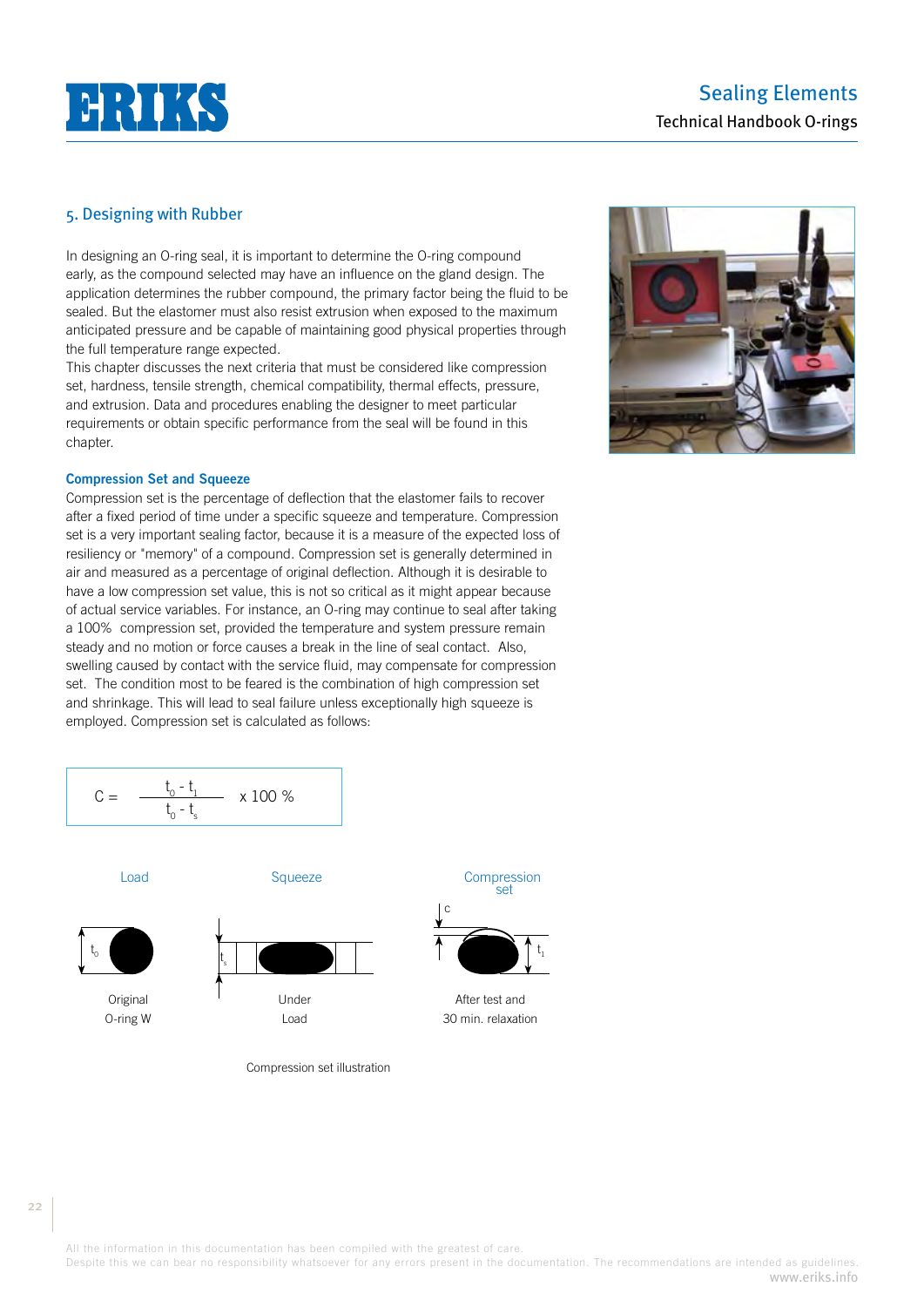## 5. Designing with Rubber

In designing an O-ring seal, it is important to determine the O-ring compound early, as the compound selected may have an influence on the gland design. The application determines the rubber compound, the primary factor being the fluid to be sealed. But the elastomer must also resist extrusion when exposed to the maximum anticipated pressure and be capable of maintaining good physical properties through the full temperature range expected.

This chapter discusses the next criteria that must be considered like compression set, hardness, tensile strength, chemical compatibility, thermal effects, pressure, and extrusion. Data and procedures enabling the designer to meet particular requirements or obtain specific performance from the seal will be found in this chapter.

### Compression Set and Squeeze

Compression set is the percentage of deflection that the elastomer fails to recover after a fixed period of time under a specific squeeze and temperature. Compression set is a very important sealing factor, because it is a measure of the expected loss of resiliency or "memory" of a compound. Compression set is generally determined in air and measured as a percentage of original deflection. Although it is desirable to have a low compression set value, this is not so critical as it might appear because of actual service variables. For instance, an O-ring may continue to seal after taking a 100% compression set, provided the temperature and system pressure remain steady and no motion or force causes a break in the line of seal contact. Also, swelling caused by contact with the service fluid, may compensate for compression set. The condition most to be feared is the combination of high compression set and shrinkage. This will lead to seal failure unless exceptionally high squeeze is employed. Compression set is calculated as follows:

$$C = \frac{t_0 - t_1}{t_0 - t_s} \times 100\ \%$$

| Load | Squeeze | Compression set |
|---|---|---|
| $t_0$ | $t_s$ | c, $t_1$ |
| Original O-ring W | Under Load | After test and 30 min. relaxation |

Compression set illustration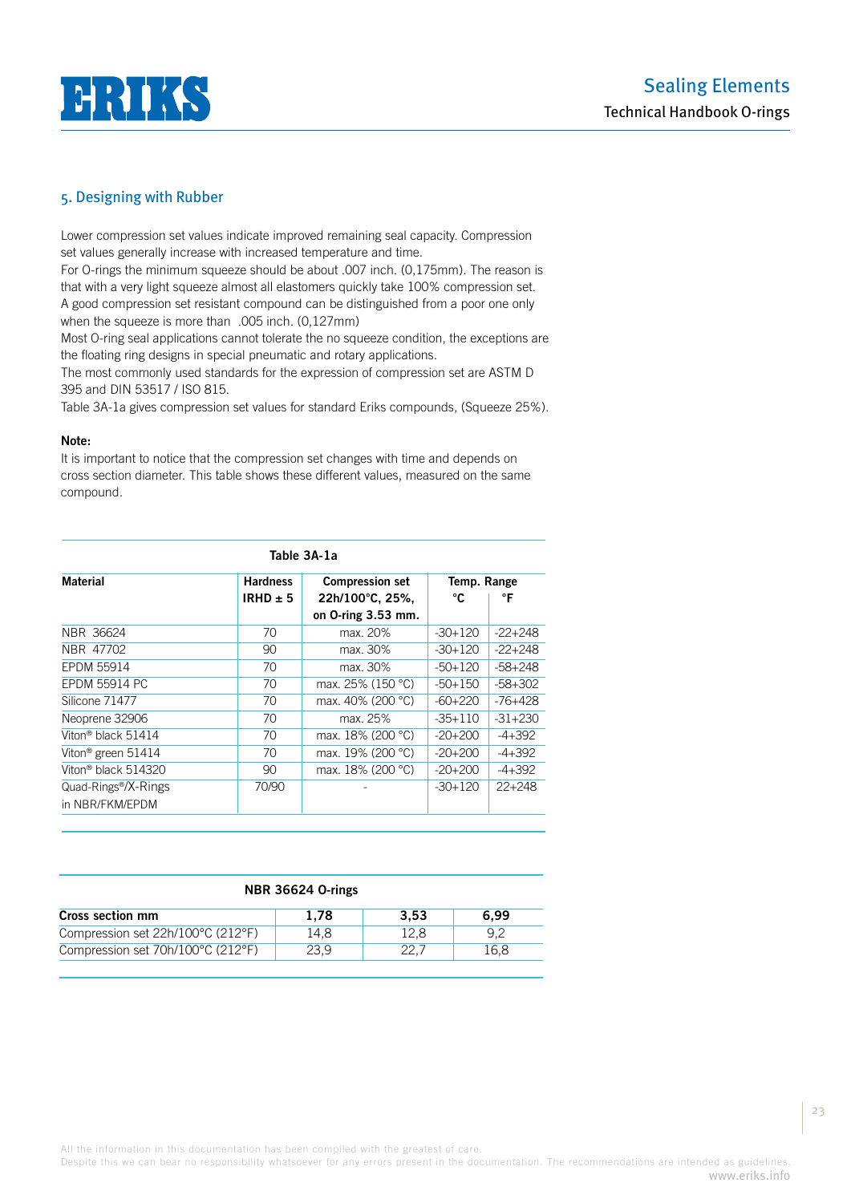## 5. Designing with Rubber

Lower compression set values indicate improved remaining seal capacity. Compression set values generally increase with increased temperature and time.
For O-rings the minimum squeeze should be about .007 inch. (0,175mm). The reason is that with a very light squeeze almost all elastomers quickly take 100% compression set. A good compression set resistant compound can be distinguished from a poor one only when the squeeze is more than .005 inch. (0,127mm)
Most O-ring seal applications cannot tolerate the no squeeze condition, the exceptions are the floating ring designs in special pneumatic and rotary applications.
The most commonly used standards for the expression of compression set are ASTM D 395 and DIN 53517 / ISO 815.
Table 3A-1a gives compression set values for standard Eriks compounds, (Squeeze 25%).

**Note:**
It is important to notice that the compression set changes with time and depends on cross section diameter. This table shows these different values, measured on the same compound.

**Table 3A-1a**

| Material | Hardness IRHD ± 5 | Compression set 22h/100°C, 25%, on O-ring 3.53 mm. | Temp. Range °C | °F |
|---|---|---|---|---|
| NBR 36624 | 70 | max. 20% | -30+120 | -22+248 |
| NBR 47702 | 90 | max. 30% | -30+120 | -22+248 |
| EPDM 55914 | 70 | max. 30% | -50+120 | -58+248 |
| EPDM 55914 PC | 70 | max. 25% (150 °C) | -50+150 | -58+302 |
| Silicone 71477 | 70 | max. 40% (200 °C) | -60+220 | -76+428 |
| Neoprene 32906 | 70 | max. 25% | -35+110 | -31+230 |
| Viton® black 51414 | 70 | max. 18% (200 °C) | -20+200 | -4+392 |
| Viton® green 51414 | 70 | max. 19% (200 °C) | -20+200 | -4+392 |
| Viton® black 514320 | 90 | max. 18% (200 °C) | -20+200 | -4+392 |
| Quad-Rings®/X-Rings in NBR/FKM/EPDM | 70/90 | - | -30+120 | 22+248 |

**NBR 36624 O-rings**

| Cross section mm | 1,78 | 3,53 | 6,99 |
|---|---|---|---|
| Compression set 22h/100°C (212°F) | 14,8 | 12,8 | 9,2 |
| Compression set 70h/100°C (212°F) | 23,9 | 22,7 | 16,8 |

All the information in this documentation has been compiled with the greatest of care.
Despite this we can bear no responsibility whatsoever for any errors present in the documentation. The recommendations are intended as guidelines.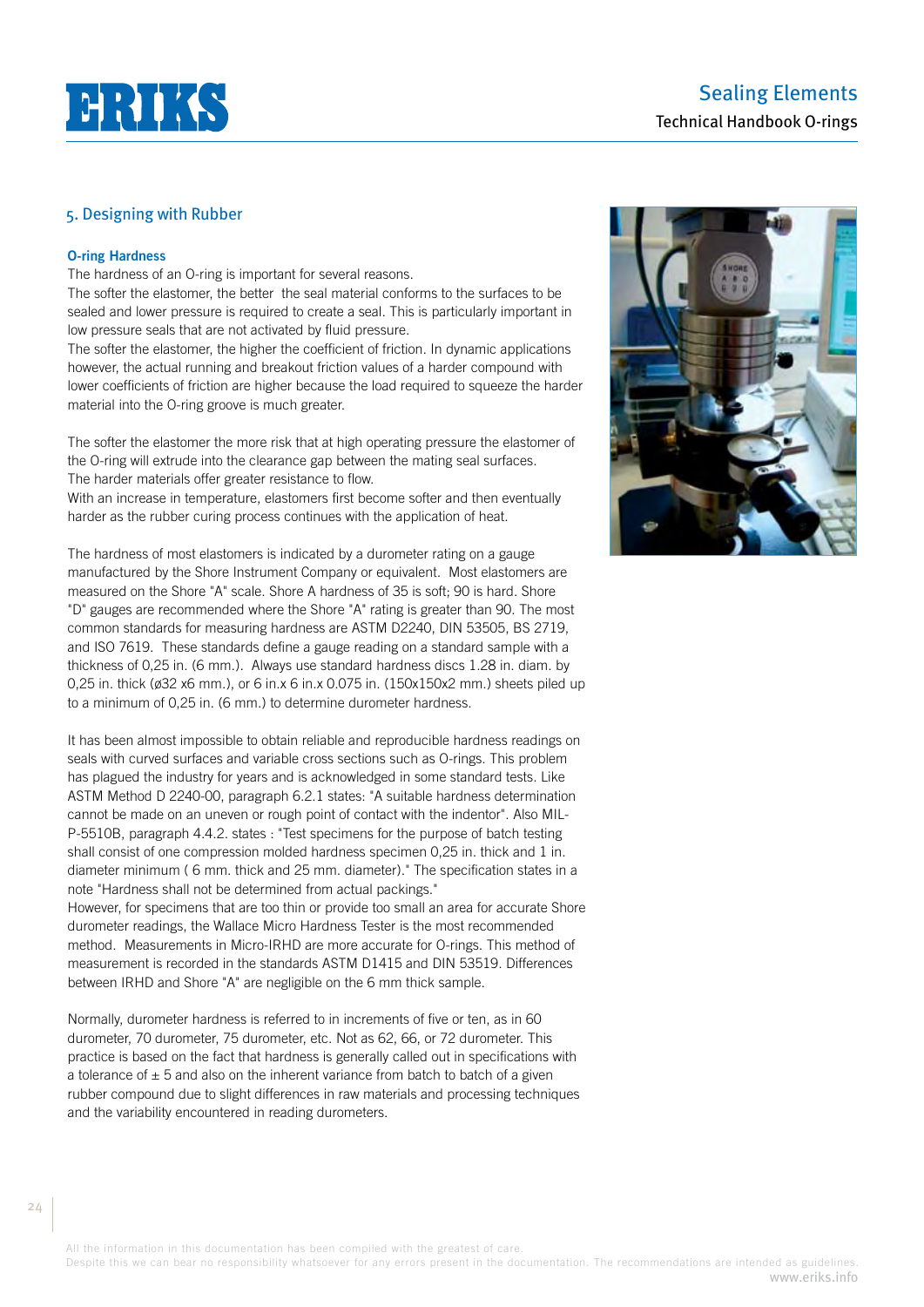## 5. Designing with Rubber

### O-ring Hardness

The hardness of an O-ring is important for several reasons.
The softer the elastomer, the better the seal material conforms to the surfaces to be sealed and lower pressure is required to create a seal. This is particularly important in low pressure seals that are not activated by fluid pressure.
The softer the elastomer, the higher the coefficient of friction. In dynamic applications however, the actual running and breakout friction values of a harder compound with lower coefficients of friction are higher because the load required to squeeze the harder material into the O-ring groove is much greater.

The softer the elastomer the more risk that at high operating pressure the elastomer of the O-ring will extrude into the clearance gap between the mating seal surfaces.
The harder materials offer greater resistance to flow.
With an increase in temperature, elastomers first become softer and then eventually harder as the rubber curing process continues with the application of heat.

The hardness of most elastomers is indicated by a durometer rating on a gauge manufactured by the Shore Instrument Company or equivalent. Most elastomers are measured on the Shore "A" scale. Shore A hardness of 35 is soft; 90 is hard. Shore "D" gauges are recommended where the Shore "A" rating is greater than 90. The most common standards for measuring hardness are ASTM D2240, DIN 53505, BS 2719, and ISO 7619. These standards define a gauge reading on a standard sample with a thickness of 0,25 in. (6 mm.). Always use standard hardness discs 1.28 in. diam. by 0,25 in. thick (ø32 x6 mm.), or 6 in.x 6 in.x 0.075 in. (150x150x2 mm.) sheets piled up to a minimum of 0,25 in. (6 mm.) to determine durometer hardness.

It has been almost impossible to obtain reliable and reproducible hardness readings on seals with curved surfaces and variable cross sections such as O-rings. This problem has plagued the industry for years and is acknowledged in some standard tests. Like ASTM Method D 2240-00, paragraph 6.2.1 states: "A suitable hardness determination cannot be made on an uneven or rough point of contact with the indentor". Also MIL-P-5510B, paragraph 4.4.2. states : "Test specimens for the purpose of batch testing shall consist of one compression molded hardness specimen 0,25 in. thick and 1 in. diameter minimum ( 6 mm. thick and 25 mm. diameter)." The specification states in a note "Hardness shall not be determined from actual packings."
However, for specimens that are too thin or provide too small an area for accurate Shore durometer readings, the Wallace Micro Hardness Tester is the most recommended method. Measurements in Micro-IRHD are more accurate for O-rings. This method of measurement is recorded in the standards ASTM D1415 and DIN 53519. Differences between IRHD and Shore "A" are negligible on the 6 mm thick sample.

Normally, durometer hardness is referred to in increments of five or ten, as in 60 durometer, 70 durometer, 75 durometer, etc. Not as 62, 66, or 72 durometer. This practice is based on the fact that hardness is generally called out in specifications with a tolerance of ± 5 and also on the inherent variance from batch to batch of a given rubber compound due to slight differences in raw materials and processing techniques and the variability encountered in reading durometers.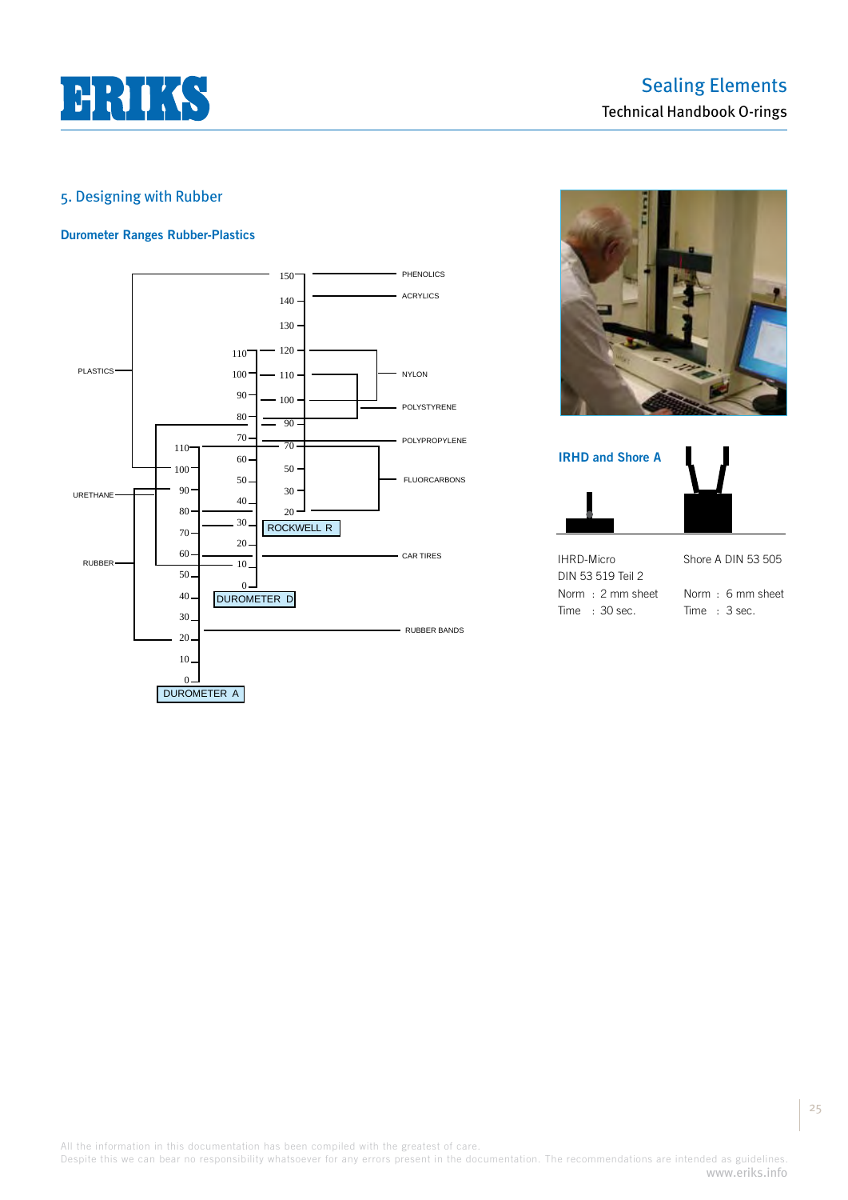## 5. Designing with Rubber

### Durometer Ranges Rubber-Plastics

PLASTICS

URETHANE

RUBBER

150
140
130
110 120
100 110
90 100
80 90
70 70
110 60 50
100 50 30
90 40 20
80 30 ROCKWELL R
70 20
60 10
50 0
40 DUROMETER D
30
20
10
0
DUROMETER A

PHENOLICS
ACRYLICS
NYLON
POLYSTYRENE
POLYPROPYLENE
FLUORCARBONS
CAR TIRES
RUBBER BANDS

**IRHD and Shore A**

IHRD-Micro
DIN 53 519 Teil 2
Norm : 2 mm sheet
Time : 30 sec.

Shore A DIN 53 505
Norm : 6 mm sheet
Time : 3 sec.

All the information in this documentation has been compiled with the greatest of care.
Despite this we can bear no responsibility whatsoever for any errors present in the documentation. The recommendations are intended as guidelines.
www.eriks.info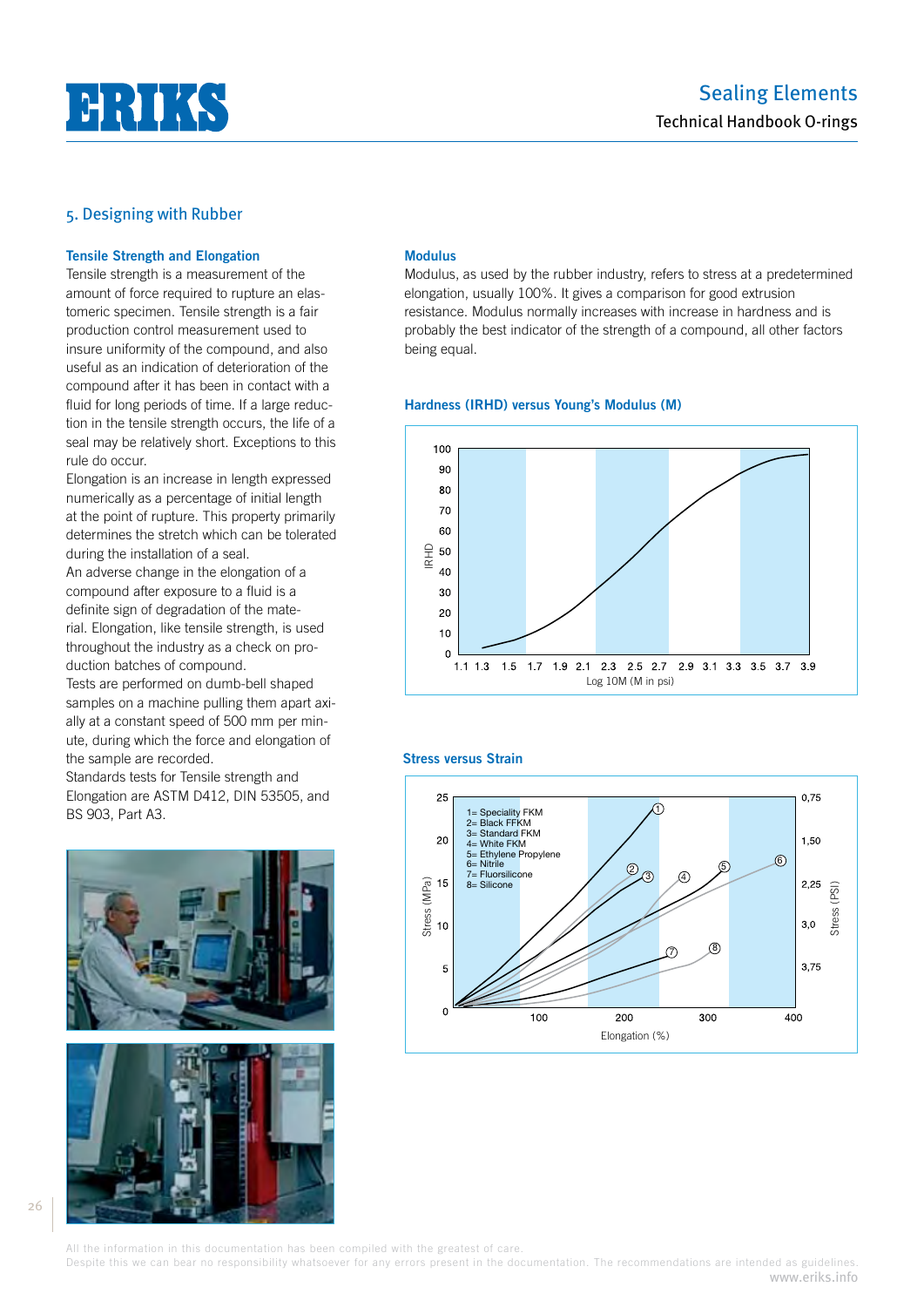## 5. Designing with Rubber

### Tensile Strength and Elongation

Tensile strength is a measurement of the amount of force required to rupture an elastomeric specimen. Tensile strength is a fair production control measurement used to insure uniformity of the compound, and also useful as an indication of deterioration of the compound after it has been in contact with a fluid for long periods of time. If a large reduction in the tensile strength occurs, the life of a seal may be relatively short. Exceptions to this rule do occur.

Elongation is an increase in length expressed numerically as a percentage of initial length at the point of rupture. This property primarily determines the stretch which can be tolerated during the installation of a seal.

An adverse change in the elongation of a compound after exposure to a fluid is a definite sign of degradation of the material. Elongation, like tensile strength, is used throughout the industry as a check on production batches of compound.

Tests are performed on dumb-bell shaped samples on a machine pulling them apart axially at a constant speed of 500 mm per minute, during which the force and elongation of the sample are recorded.

Standards tests for Tensile strength and Elongation are ASTM D412, DIN 53505, and BS 903, Part A3.

### Modulus

Modulus, as used by the rubber industry, refers to stress at a predetermined elongation, usually 100%. It gives a comparison for good extrusion resistance. Modulus normally increases with increase in hardness and is probably the best indicator of the strength of a compound, all other factors being equal.

### Hardness (IRHD) versus Young's Modulus (M)

IRHD (0–100) vs. Log 10M (M in psi) (1.1–3.9)

### Stress versus Strain

Stress (MPa) (0–25) / Stress (PSI) vs. Elongation (%) (0–400)

1= Speciality FKM
2= Black FFKM
3= Standard FKM
4= White FKM
5= Ethylene Propylene
6= Nitrile
7= Fluorsilicone
8= Silicone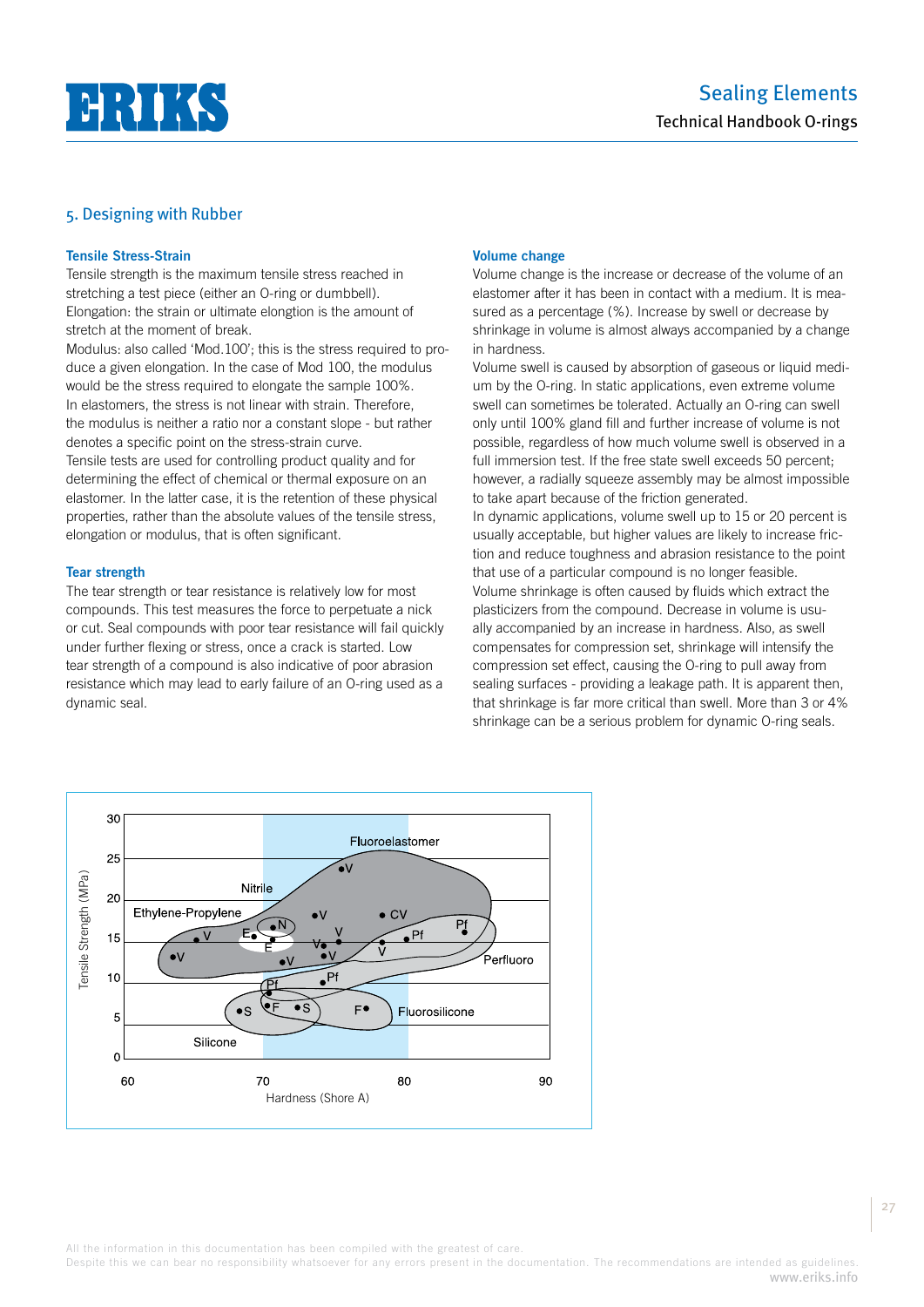## 5. Designing with Rubber

### Tensile Stress-Strain

Tensile strength is the maximum tensile stress reached in stretching a test piece (either an O-ring or dumbbell).
Elongation: the strain or ultimate elongtion is the amount of stretch at the moment of break.
Modulus: also called 'Mod.100'; this is the stress required to produce a given elongation. In the case of Mod 100, the modulus would be the stress required to elongate the sample 100%.
In elastomers, the stress is not linear with strain. Therefore, the modulus is neither a ratio nor a constant slope - but rather denotes a specific point on the stress-strain curve.
Tensile tests are used for controlling product quality and for determining the effect of chemical or thermal exposure on an elastomer. In the latter case, it is the retention of these physical properties, rather than the absolute values of the tensile stress, elongation or modulus, that is often significant.

### Tear strength

The tear strength or tear resistance is relatively low for most compounds. This test measures the force to perpetuate a nick or cut. Seal compounds with poor tear resistance will fail quickly under further flexing or stress, once a crack is started. Low tear strength of a compound is also indicative of poor abrasion resistance which may lead to early failure of an O-ring used as a dynamic seal.

### Volume change

Volume change is the increase or decrease of the volume of an elastomer after it has been in contact with a medium. It is measured as a percentage (%). Increase by swell or decrease by shrinkage in volume is almost always accompanied by a change in hardness.
Volume swell is caused by absorption of gaseous or liquid medium by the O-ring. In static applications, even extreme volume swell can sometimes be tolerated. Actually an O-ring can swell only until 100% gland fill and further increase of volume is not possible, regardless of how much volume swell is observed in a full immersion test. If the free state swell exceeds 50 percent; however, a radially squeeze assembly may be almost impossible to take apart because of the friction generated.
In dynamic applications, volume swell up to 15 or 20 percent is usually acceptable, but higher values are likely to increase friction and reduce toughness and abrasion resistance to the point that use of a particular compound is no longer feasible.
Volume shrinkage is often caused by fluids which extract the plasticizers from the compound. Decrease in volume is usually accompanied by an increase in hardness. Also, as swell compensates for compression set, shrinkage will intensify the compression set effect, causing the O-ring to pull away from sealing surfaces - providing a leakage path. It is apparent then, that shrinkage is far more critical than swell. More than 3 or 4% shrinkage can be a serious problem for dynamic O-ring seals.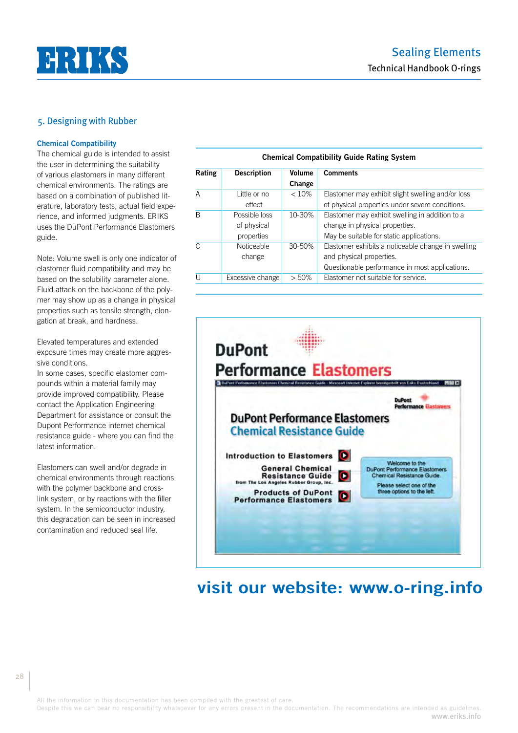## 5. Designing with Rubber

### Chemical Compatibility

The chemical guide is intended to assist the user in determining the suitability of various elastomers in many different chemical environments. The ratings are based on a combination of published literature, laboratory tests, actual field experience, and informed judgments. ERIKS uses the DuPont Performance Elastomers guide.

Note: Volume swell is only one indicator of elastomer fluid compatibility and may be based on the solubility parameter alone. Fluid attack on the backbone of the polymer may show up as a change in physical properties such as tensile strength, elongation at break, and hardness.

Elevated temperatures and extended exposure times may create more aggressive conditions.
In some cases, specific elastomer compounds within a material family may provide improved compatibility. Please contact the Application Engineering Department for assistance or consult the Dupont Performance internet chemical resistance guide - where you can find the latest information.

Elastomers can swell and/or degrade in chemical environments through reactions with the polymer backbone and cross-link system, or by reactions with the filler system. In the semiconductor industry, this degradation can be seen in increased contamination and reduced seal life.

**Chemical Compatibility Guide Rating System**

| Rating | Description | Volume Change | Comments |
|---|---|---|---|
| A | Little or no effect | < 10% | Elastomer may exhibit slight swelling and/or loss of physical properties under severe conditions. |
| B | Possible loss of physical properties | 10-30% | Elastomer may exhibit swelling in addition to a change in physical properties. May be suitable for static applications. |
| C | Noticeable change | 30-50% | Elastomer exhibits a noticeable change in swelling and physical properties. Questionable performance in most applications. |
| U | Excessive change | > 50% | Elastomer not suitable for service. |

**visit our website: www.o-ring.info**

All the information in this documentation has been compiled with the greatest of care.
Despite this we can bear no responsibility whatsoever for any errors present in the documentation. The recommendations are intended as guidelines.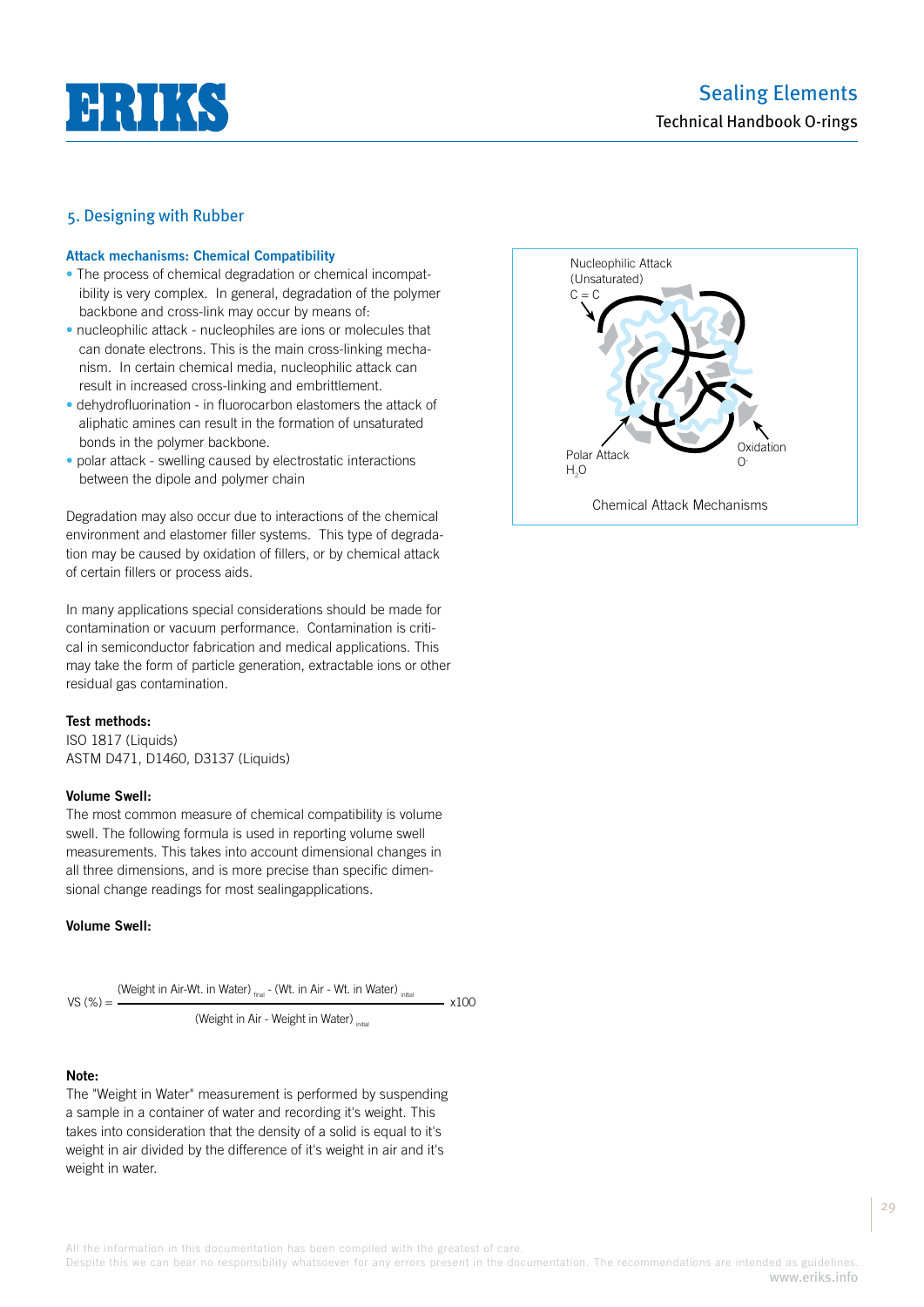## 5. Designing with Rubber

### Attack mechanisms: Chemical Compatibility

- The process of chemical degradation or chemical incompatibility is very complex. In general, degradation of the polymer backbone and cross-link may occur by means of:
- nucleophilic attack - nucleophiles are ions or molecules that can donate electrons. This is the main cross-linking mechanism. In certain chemical media, nucleophilic attack can result in increased cross-linking and embrittlement.
- dehydrofluorination - in fluorocarbon elastomers the attack of aliphatic amines can result in the formation of unsaturated bonds in the polymer backbone.
- polar attack - swelling caused by electrostatic interactions between the dipole and polymer chain

Degradation may also occur due to interactions of the chemical environment and elastomer filler systems. This type of degradation may be caused by oxidation of fillers, or by chemical attack of certain fillers or process aids.

In many applications special considerations should be made for contamination or vacuum performance. Contamination is critical in semiconductor fabrication and medical applications. This may take the form of particle generation, extractable ions or other residual gas contamination.

Nucleophilic Attack (Unsaturated) C = C

Polar Attack $H_2O$

Oxidation $O^-$

Chemical Attack Mechanisms

**Test methods:**
ISO 1817 (Liquids)
ASTM D471, D1460, D3137 (Liquids)

**Volume Swell:**
The most common measure of chemical compatibility is volume swell. The following formula is used in reporting volume swell measurements. This takes into account dimensional changes in all three dimensions, and is more precise than specific dimensional change readings for most sealingapplications.

**Volume Swell:**

$$VS\,(\%) = \frac{(\text{Weight in Air-Wt. in Water})_{final} - (\text{Wt. in Air - Wt. in Water})_{initial}}{(\text{Weight in Air - Weight in Water})_{initial}} \times 100$$

**Note:**
The "Weight in Water" measurement is performed by suspending a sample in a container of water and recording it's weight. This takes into consideration that the density of a solid is equal to it's weight in air divided by the difference of it's weight in air and it's weight in water.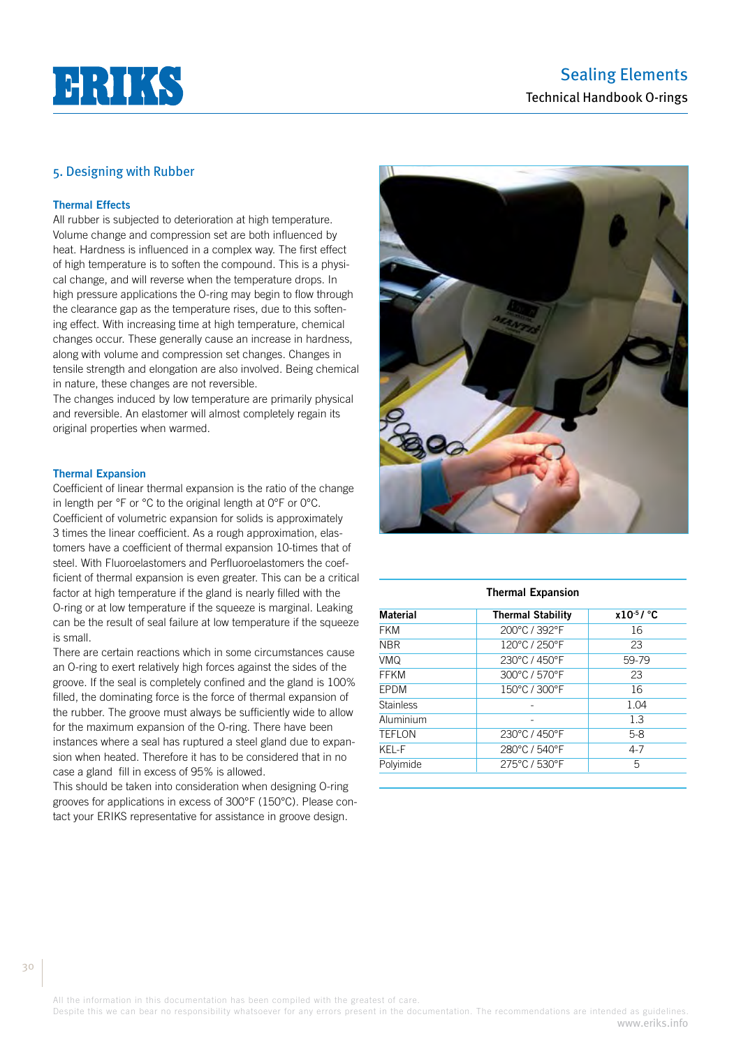## 5. Designing with Rubber

### Thermal Effects

All rubber is subjected to deterioration at high temperature. Volume change and compression set are both influenced by heat. Hardness is influenced in a complex way. The first effect of high temperature is to soften the compound. This is a physical change, and will reverse when the temperature drops. In high pressure applications the O-ring may begin to flow through the clearance gap as the temperature rises, due to this softening effect. With increasing time at high temperature, chemical changes occur. These generally cause an increase in hardness, along with volume and compression set changes. Changes in tensile strength and elongation are also involved. Being chemical in nature, these changes are not reversible.
The changes induced by low temperature are primarily physical and reversible. An elastomer will almost completely regain its original properties when warmed.

### Thermal Expansion

Coefficient of linear thermal expansion is the ratio of the change in length per °F or °C to the original length at 0°F or 0°C. Coefficient of volumetric expansion for solids is approximately 3 times the linear coefficient. As a rough approximation, elastomers have a coefficient of thermal expansion 10-times that of steel. With Fluoroelastomers and Perfluoroelastomers the coefficient of thermal expansion is even greater. This can be a critical factor at high temperature if the gland is nearly filled with the O-ring or at low temperature if the squeeze is marginal. Leaking can be the result of seal failure at low temperature if the squeeze is small.
There are certain reactions which in some circumstances cause an O-ring to exert relatively high forces against the sides of the groove. If the seal is completely confined and the gland is 100% filled, the dominating force is the force of thermal expansion of the rubber. The groove must always be sufficiently wide to allow for the maximum expansion of the O-ring. There have been instances where a seal has ruptured a steel gland due to expansion when heated. Therefore it has to be considered that in no case a gland fill in excess of 95% is allowed.
This should be taken into consideration when designing O-ring grooves for applications in excess of 300°F (150°C). Please contact your ERIKS representative for assistance in groove design.

**Thermal Expansion**

| Material | Thermal Stability | $x10^{-5}$ / °C |
|---|---|---|
| FKM | 200°C / 392°F | 16 |
| NBR | 120°C / 250°F | 23 |
| VMQ | 230°C / 450°F | 59-79 |
| FFKM | 300°C / 570°F | 23 |
| EPDM | 150°C / 300°F | 16 |
| Stainless | - | 1.04 |
| Aluminium | - | 1.3 |
| TEFLON | 230°C / 450°F | 5-8 |
| KEL-F | 280°C / 540°F | 4-7 |
| Polyimide | 275°C / 530°F | 5 |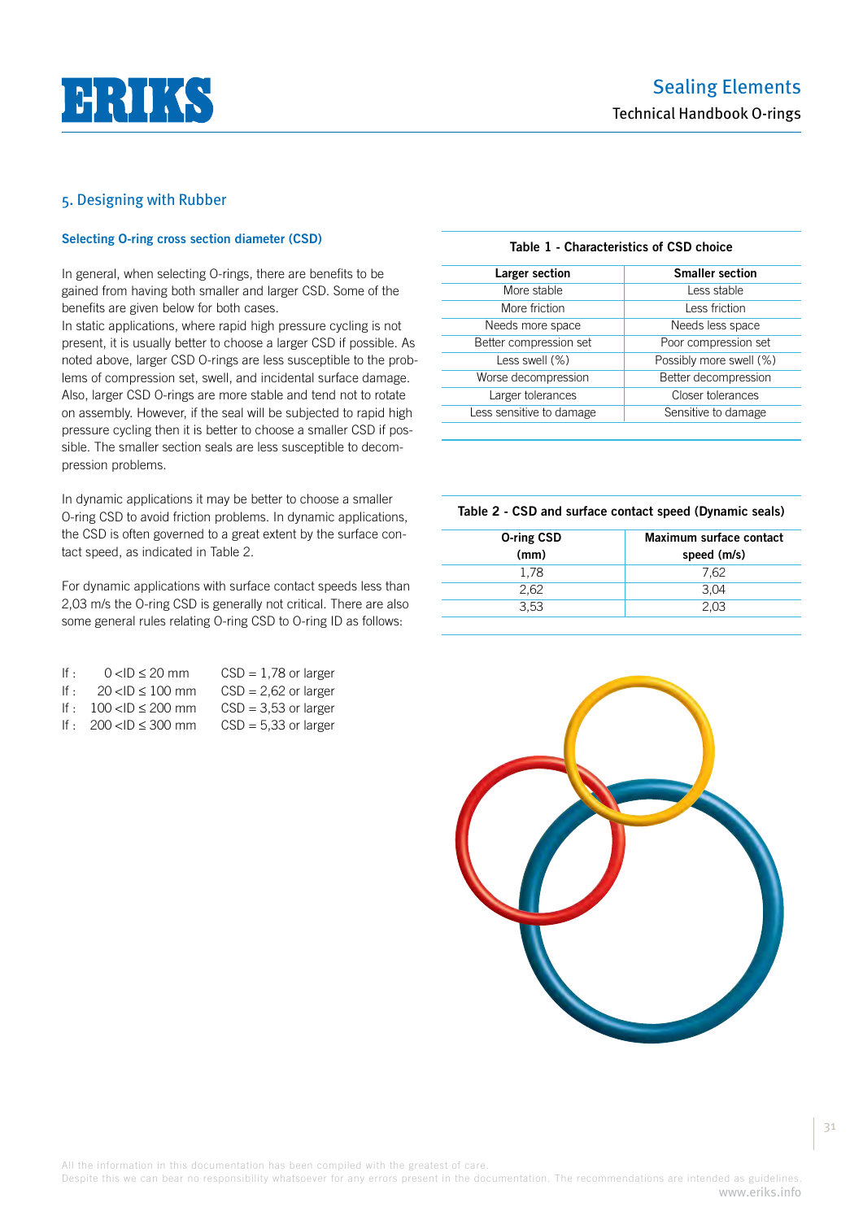## 5. Designing with Rubber

### Selecting O-ring cross section diameter (CSD)

In general, when selecting O-rings, there are benefits to be gained from having both smaller and larger CSD. Some of the benefits are given below for both cases.
In static applications, where rapid high pressure cycling is not present, it is usually better to choose a larger CSD if possible. As noted above, larger CSD O-rings are less susceptible to the problems of compression set, swell, and incidental surface damage. Also, larger CSD O-rings are more stable and tend not to rotate on assembly. However, if the seal will be subjected to rapid high pressure cycling then it is better to choose a smaller CSD if possible. The smaller section seals are less susceptible to decompression problems.

In dynamic applications it may be better to choose a smaller O-ring CSD to avoid friction problems. In dynamic applications, the CSD is often governed to a great extent by the surface contact speed, as indicated in Table 2.

For dynamic applications with surface contact speeds less than 2,03 m/s the O-ring CSD is generally not critical. There are also some general rules relating O-ring CSD to O-ring ID as follows:

| | | |
|---|---|---|
| If : | 0 <ID ≤ 20 mm | CSD = 1,78 or larger |
| If : | 20 <ID ≤ 100 mm | CSD = 2,62 or larger |
| If : | 100 <ID ≤ 200 mm | CSD = 3,53 or larger |
| If : | 200 <ID ≤ 300 mm | CSD = 5,33 or larger |

**Table 1 - Characteristics of CSD choice**

| Larger section | Smaller section |
|---|---|
| More stable | Less stable |
| More friction | Less friction |
| Needs more space | Needs less space |
| Better compression set | Poor compression set |
| Less swell (%) | Possibly more swell (%) |
| Worse decompression | Better decompression |
| Larger tolerances | Closer tolerances |
| Less sensitive to damage | Sensitive to damage |

**Table 2 - CSD and surface contact speed (Dynamic seals)**

| O-ring CSD (mm) | Maximum surface contact speed (m/s) |
|---|---|
| 1,78 | 7,62 |
| 2,62 | 3,04 |
| 3,53 | 2,03 |

All the information in this documentation has been compiled with the greatest of care.
Despite this we can bear no responsibility whatsoever for any errors present in the documentation. The recommendations are intended as guidelines.